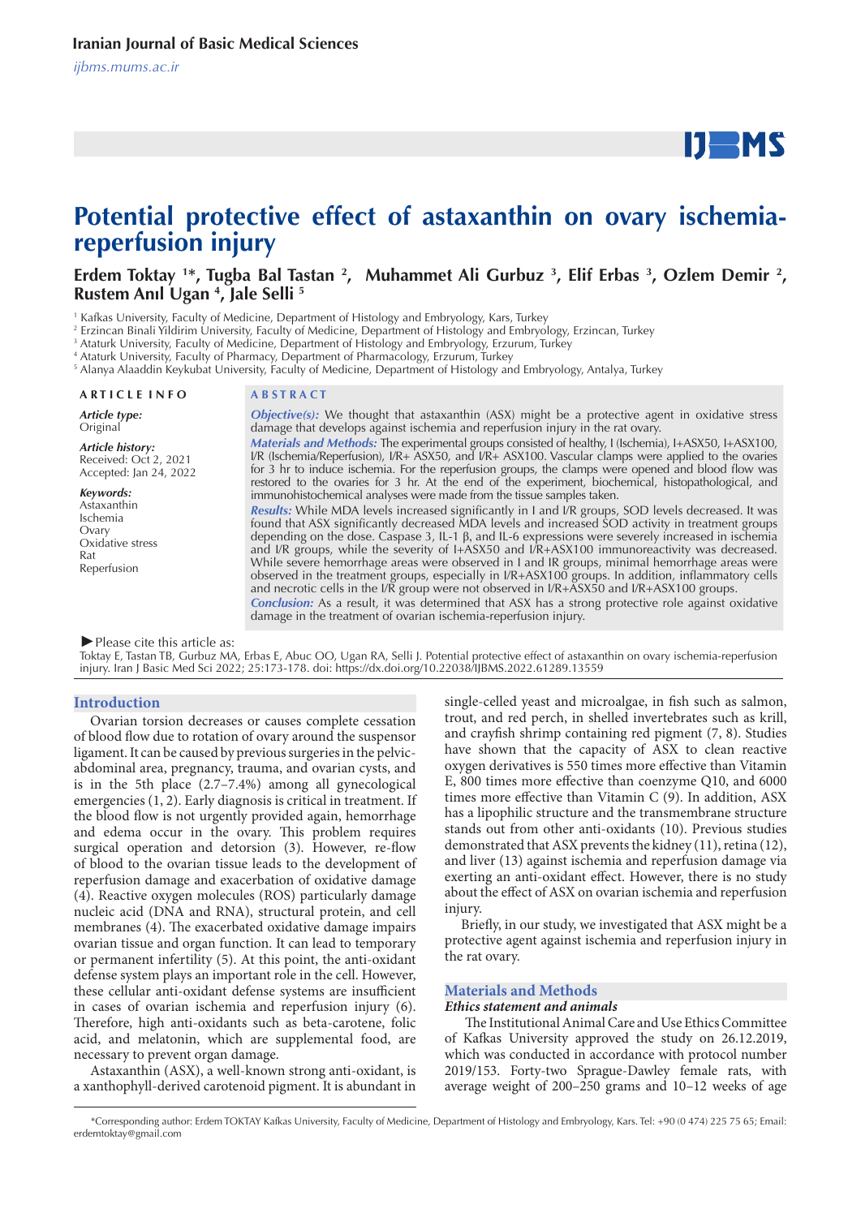Iranian Journal of Basic Medical Sciences

ijbms.mums.ac.ir

# Potential protective effect of astaxanthin on ovary ischemia-reperfusion injury

**Erdem Toktay [1]*, Tugba Bal Tastan [2], Muhammet Ali Gurbuz [3], Elif Erbas [3], Ozlem Demir [2], Rustem Anıl Ugan [4], Jale Selli [5]**

[1] Kafkas University, Faculty of Medicine, Department of Histology and Embryology, Kars, Turkey
[2] Erzincan Binali Yildirim University, Faculty of Medicine, Department of Histology and Embryology, Erzincan, Turkey
[3] Ataturk University, Faculty of Medicine, Department of Histology and Embryology, Erzurum, Turkey
[4] Ataturk University, Faculty of Pharmacy, Department of Pharmacology, Erzurum, Turkey
[5] Alanya Alaaddin Keykubat University, Faculty of Medicine, Department of Histology and Embryology, Antalya, Turkey

## ARTICLE INFO

*Article type:*
Original

*Article history:*
Received: Oct 2, 2021
Accepted: Jan 24, 2022

*Keywords:*
Astaxanthin
Ischemia
Ovary
Oxidative stress
Rat
Reperfusion

## ABSTRACT

***Objective(s):*** We thought that astaxanthin (ASX) might be a protective agent in oxidative stress damage that develops against ischemia and reperfusion injury in the rat ovary.

***Materials and Methods:*** The experimental groups consisted of healthy, I (Ischemia), I+ASX50, I+ASX100, I/R (Ischemia/Reperfusion), I/R+ ASX50, and I/R+ ASX100. Vascular clamps were applied to the ovaries for 3 hr to induce ischemia. For the reperfusion groups, the clamps were opened and blood flow was restored to the ovaries for 3 hr. At the end of the experiment, biochemical, histopathological, and immunohistochemical analyses were made from the tissue samples taken.

***Results:*** While MDA levels increased significantly in I and I/R groups, SOD levels decreased. It was found that ASX significantly decreased MDA levels and increased SOD activity in treatment groups depending on the dose. Caspase 3, IL-1 β, and IL-6 expressions were severely increased in ischemia and I/R groups, while the severity of I+ASX50 and I/R+ASX100 immunoreactivity was decreased. While severe hemorrhage areas were observed in I and IR groups, minimal hemorrhage areas were observed in the treatment groups, especially in I/R+ASX100 groups. In addition, inflammatory cells and necrotic cells in the I/R group were not observed in I/R+ASX50 and I/R+ASX100 groups.

***Conclusion:*** As a result, it was determined that ASX has a strong protective role against oxidative damage in the treatment of ovarian ischemia-reperfusion injury.

►Please cite this article as:
Toktay E, Tastan TB, Gurbuz MA, Erbas E, Abuc OO, Ugan RA, Selli J. Potential protective effect of astaxanthin on ovary ischemia-reperfusion injury. Iran J Basic Med Sci 2022; 25:173-178. doi: https://dx.doi.org/10.22038/IJBMS.2022.61289.13559

## Introduction

Ovarian torsion decreases or causes complete cessation of blood flow due to rotation of ovary around the suspensor ligament. It can be caused by previous surgeries in the pelvic-abdominal area, pregnancy, trauma, and ovarian cysts, and is in the 5th place (2.7–7.4%) among all gynecological emergencies (1, 2). Early diagnosis is critical in treatment. If the blood flow is not urgently provided again, hemorrhage and edema occur in the ovary. This problem requires surgical operation and detorsion (3). However, re-flow of blood to the ovarian tissue leads to the development of reperfusion damage and exacerbation of oxidative damage (4). Reactive oxygen molecules (ROS) particularly damage nucleic acid (DNA and RNA), structural protein, and cell membranes (4). The exacerbated oxidative damage impairs ovarian tissue and organ function. It can lead to temporary or permanent infertility (5). At this point, the anti-oxidant defense system plays an important role in the cell. However, these cellular anti-oxidant defense systems are insufficient in cases of ovarian ischemia and reperfusion injury (6). Therefore, high anti-oxidants such as beta-carotene, folic acid, and melatonin, which are supplemental food, are necessary to prevent organ damage.

Astaxanthin (ASX), a well-known strong anti-oxidant, is a xanthophyll-derived carotenoid pigment. It is abundant in single-celled yeast and microalgae, in fish such as salmon, trout, and red perch, in shelled invertebrates such as krill, and crayfish shrimp containing red pigment (7, 8). Studies have shown that the capacity of ASX to clean reactive oxygen derivatives is 550 times more effective than Vitamin E, 800 times more effective than coenzyme Q10, and 6000 times more effective than Vitamin C (9). In addition, ASX has a lipophilic structure and the transmembrane structure stands out from other anti-oxidants (10). Previous studies demonstrated that ASX prevents the kidney (11), retina (12), and liver (13) against ischemia and reperfusion damage via exerting an anti-oxidant effect. However, there is no study about the effect of ASX on ovarian ischemia and reperfusion injury.

Briefly, in our study, we investigated that ASX might be a protective agent against ischemia and reperfusion injury in the rat ovary.

## Materials and Methods

### *Ethics statement and animals*

The Institutional Animal Care and Use Ethics Committee of Kafkas University approved the study on 26.12.2019, which was conducted in accordance with protocol number 2019/153. Forty-two Sprague-Dawley female rats, with average weight of 200–250 grams and 10–12 weeks of age

*Corresponding author: Erdem TOKTAY Kafkas University, Faculty of Medicine, Department of Histology and Embryology, Kars. Tel: +90 (0 474) 225 75 65; Email: erdemtoktay@gmail.com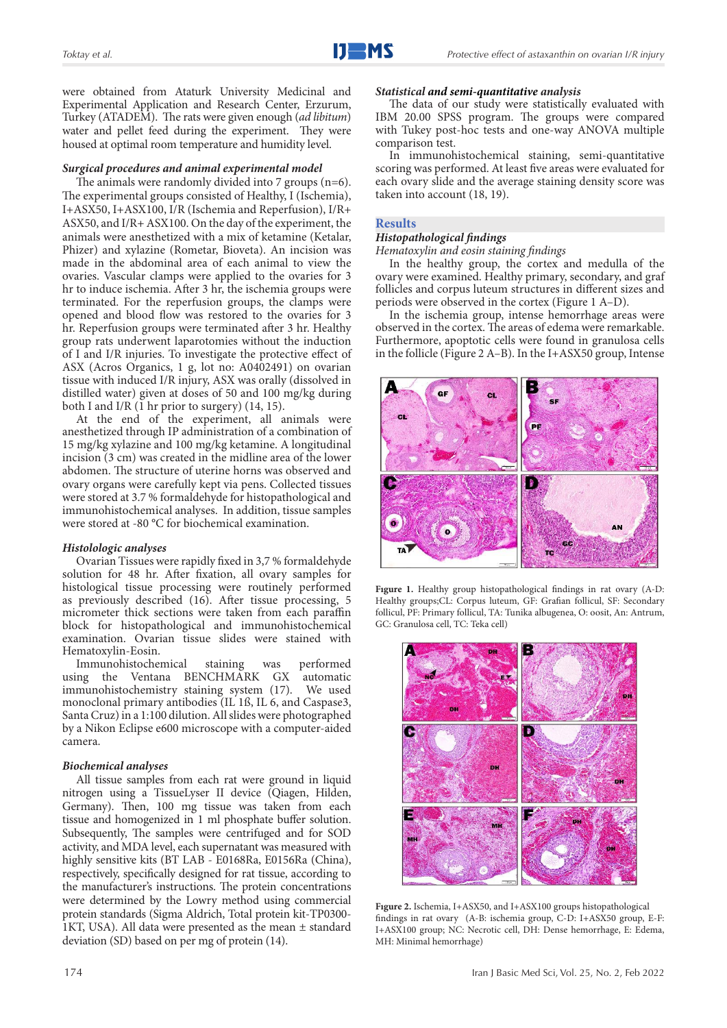were obtained from Ataturk University Medicinal and Experimental Application and Research Center, Erzurum, Turkey (ATADEM). The rats were given enough (*ad libitum*) water and pellet feed during the experiment. They were housed at optimal room temperature and humidity level.

### *Surgical procedures and animal experimental model*

The animals were randomly divided into 7 groups (n=6). The experimental groups consisted of Healthy, I (Ischemia), I+ASX50, I+ASX100, I/R (Ischemia and Reperfusion), I/R+ ASX50, and I/R+ ASX100. On the day of the experiment, the animals were anesthetized with a mix of ketamine (Ketalar, Phizer) and xylazine (Rometar, Bioveta). An incision was made in the abdominal area of each animal to view the ovaries. Vascular clamps were applied to the ovaries for 3 hr to induce ischemia. After 3 hr, the ischemia groups were terminated. For the reperfusion groups, the clamps were opened and blood flow was restored to the ovaries for 3 hr. Reperfusion groups were terminated after 3 hr. Healthy group rats underwent laparotomies without the induction of I and I/R injuries. To investigate the protective effect of ASX (Acros Organics, 1 g, lot no: A0402491) on ovarian tissue with induced I/R injury, ASX was orally (dissolved in distilled water) given at doses of 50 and 100 mg/kg during both I and I/R (1 hr prior to surgery) (14, 15).

At the end of the experiment, all animals were anesthetized through IP administration of a combination of 15 mg/kg xylazine and 100 mg/kg ketamine. A longitudinal incision (3 cm) was created in the midline area of the lower abdomen. The structure of uterine horns was observed and ovary organs were carefully kept via pens. Collected tissues were stored at 3.7 % formaldehyde for histopathological and immunohistochemical analyses. In addition, tissue samples were stored at -80 °C for biochemical examination.

### *Histologic analyses*

Ovarian Tissues were rapidly fixed in 3,7 % formaldehyde solution for 48 hr. After fixation, all ovary samples for histological tissue processing were routinely performed as previously described (16). After tissue processing, 5 micrometer thick sections were taken from each paraffin block for histopathological and immunohistochemical examination. Ovarian tissue slides were stained with Hematoxylin-Eosin.

Immunohistochemical staining was performed using the Ventana BENCHMARK GX automatic immunohistochemistry staining system (17). We used monoclonal primary antibodies (IL 1ß, IL 6, and Caspase3, Santa Cruz) in a 1:100 dilution. All slides were photographed by a Nikon Eclipse e600 microscope with a computer-aided camera.

### *Biochemical analyses*

All tissue samples from each rat were ground in liquid nitrogen using a TissueLyser II device (Qiagen, Hilden, Germany). Then, 100 mg tissue was taken from each tissue and homogenized in 1 ml phosphate buffer solution. Subsequently, The samples were centrifuged and for SOD activity, and MDA level, each supernatant was measured with highly sensitive kits (BT LAB - E0168Ra, E0156Ra (China), respectively, specifically designed for rat tissue, according to the manufacturer's instructions. The protein concentrations were determined by the Lowry method using commercial protein standards (Sigma Aldrich, Total protein kit-TP0300-1KT, USA). All data were presented as the mean ± standard deviation (SD) based on per mg of protein (14).

### *Statistical and semi-quantitative analysis*

The data of our study were statistically evaluated with IBM 20.00 SPSS program. The groups were compared with Tukey post-hoc tests and one-way ANOVA multiple comparison test.

In immunohistochemical staining, semi-quantitative scoring was performed. At least five areas were evaluated for each ovary slide and the average staining density score was taken into account (18, 19).

## Results

### *Histopathological findings*

*Hematoxylin and eosin staining findings*

In the healthy group, the cortex and medulla of the ovary were examined. Healthy primary, secondary, and graf follicles and corpus luteum structures in different sizes and periods were observed in the cortex (Figure 1 A–D).

In the ischemia group, intense hemorrhage areas were observed in the cortex. The areas of edema were remarkable. Furthermore, apoptotic cells were found in granulosa cells in the follicle (Figure 2 A–B). In the I+ASX50 group, Intense

**Figure 1.** Healthy group histopathological findings in rat ovary (A-D: Healthy groups;CL: Corpus luteum, GF: Grafian follicul, SF: Secondary follicul, PF: Primary follicul, TA: Tunika albugenea, O: oosit, An: Antrum, GC: Granulosa cell, TC: Teka cell)

**Figure 2.** Ischemia, I+ASX50, and I+ASX100 groups histopathological findings in rat ovary (A-B: ischemia group, C-D: I+ASX50 group, E-F: I+ASX100 group; NC: Necrotic cell, DH: Dense hemorrhage, E: Edema, MH: Minimal hemorrhage)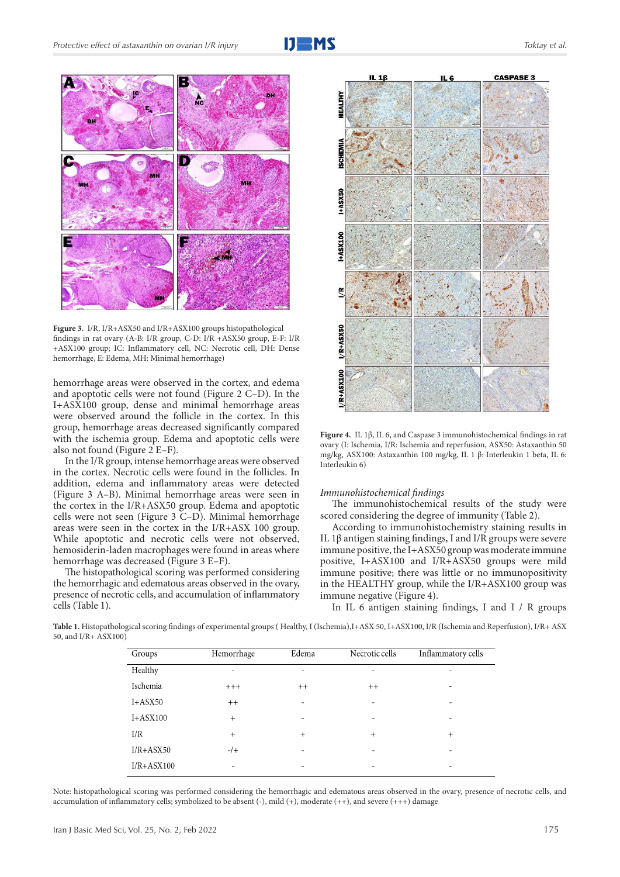Figure 3. I/R, I/R+ASX50 and I/R+ASX100 groups histopathological findings in rat ovary (A-B: I/R group, C-D: I/R +ASX50 group, E-F: I/R +ASX100 group; IC: Inflammatory cell, NC: Necrotic cell, DH: Dense hemorrhage, E: Edema, MH: Minimal hemorrhage)

hemorrhage areas were observed in the cortex, and edema and apoptotic cells were not found (Figure 2 C–D). In the I+ASX100 group, dense and minimal hemorrhage areas were observed around the follicle in the cortex. In this group, hemorrhage areas decreased significantly compared with the ischemia group. Edema and apoptotic cells were also not found (Figure 2 E–F).

In the I/R group, intense hemorrhage areas were observed in the cortex. Necrotic cells were found in the follicles. In addition, edema and inflammatory areas were detected (Figure 3 A–B). Minimal hemorrhage areas were seen in the cortex in the I/R+ASX50 group. Edema and apoptotic cells were not seen (Figure 3 C–D). Minimal hemorrhage areas were seen in the cortex in the I/R+ASX 100 group. While apoptotic and necrotic cells were not observed, hemosiderin-laden macrophages were found in areas where hemorrhage was decreased (Figure 3 E–F).

The histopathological scoring was performed considering the hemorrhagic and edematous areas observed in the ovary, presence of necrotic cells, and accumulation of inflammatory cells (Table 1).

Figure 4. IL 1β, IL 6, and Caspase 3 immunohistochemical findings in rat ovary (I: Ischemia, I/R: Ischemia and reperfusion, ASX50: Astaxanthin 50 mg/kg, ASX100: Astaxanthin 100 mg/kg, IL 1 β: Interleukin 1 beta, IL 6: Interleukin 6)

*Immunohistochemical findings*

The immunohistochemical results of the study were scored considering the degree of immunity (Table 2).

According to immunohistochemistry staining results in IL 1β antigen staining findings, I and I/R groups were severe immune positive, the I+ASX50 group was moderate immune positive, I+ASX100 and I/R+ASX50 groups were mild immune positive; there was little or no immunopositivity in the HEALTHY group, while the I/R+ASX100 group was immune negative (Figure 4).

In IL 6 antigen staining findings, I and I / R groups

Table 1. Histopathological scoring findings of experimental groups ( Healthy, I (Ischemia),I+ASX 50, I+ASX100, I/R (Ischemia and Reperfusion), I/R+ ASX 50, and I/R+ ASX100)

| Groups | Hemorrhage | Edema | Necrotic cells | Inflammatory cells |
|---|---|---|---|---|
| Healthy | - | - | - | - |
| Ischemia | +++ | ++ | ++ | - |
| I+ASX50 | ++ | - | - | - |
| I+ASX100 | + | - | - | - |
| I/R | + | + | + | + |
| I/R+ASX50 | -/+ | - | - | - |
| I/R+ASX100 | - | - | - | - |

Note: histopathological scoring was performed considering the hemorrhagic and edematous areas observed in the ovary, presence of necrotic cells, and accumulation of inflammatory cells; symbolized to be absent (-), mild (+), moderate (++), and severe (+++) damage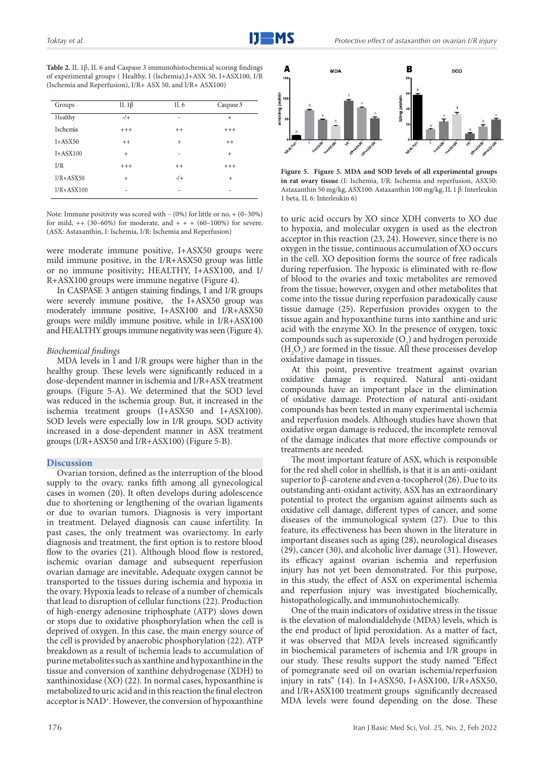**Table 2.** IL 1β, IL 6 and Caspase 3 immunohistochemical scoring findings of experimental groups ( Healthy, I (Ischemia),I+ASX 50, I+ASX100, I/R (Ischemia and Reperfusion), I/R+ ASX 50, and I/R+ ASX100)

| Groups | IL 1β | IL 6 | Caspase 3 |
|---|---|---|---|
| Healthy | -/+ | - | + |
| Ischemia | +++ | ++ | +++ |
| I+ASX50 | ++ | + | ++ |
| I+ASX100 | + | - | + |
| I/R | +++ | ++ | +++ |
| I/R+ASX50 | + | -/+ | + |
| I/R+ASX100 | - | - | - |

Note: Immune positivity was scored with – (0%) for little or no, + (0–30%) for mild, ++ (30–60%) for moderate, and + + + (60–100%) for severe. (ASX: Astaxanthin, I: Ischemia, I/R: Ischemia and Reperfusion)

were moderate immune positive, I+ASX50 groups were mild immune positive, in the I/R+ASX50 group was little or no immune positivity; HEALTHY, I+ASX100, and I/R+ASX100 groups were immune negative (Figure 4).

In CASPASE 3 antigen staining findings, I and I/R groups were severely immune positive, the I+ASX50 group was moderately immune positive, I+ASX100 and I/R+ASX50 groups were mildly immune positive, while in I/R+ASX100 and HEALTHY groups immune negativity was seen (Figure 4).

*Biochemical findings*

MDA levels in I and I/R groups were higher than in the healthy group. These levels were significantly reduced in a dose-dependent manner in ischemia and I/R+ASX treatment groups. (Figure 5-A). We determined that the SOD level was reduced in the ischemia group. But, it increased in the ischemia treatment groups (I+ASX50 and I+ASX100). SOD levels were especially low in I/R groups. SOD activity increased in a dose-dependent manner in ASX treatment groups (I/R+ASX50 and I/R+ASX100) (Figure 5-B).

## Discussion

Ovarian torsion, defined as the interruption of the blood supply to the ovary, ranks fifth among all gynecological cases in women (20). It often develops during adolescence due to shortening or lengthening of the ovarian ligaments or due to ovarian tumors. Diagnosis is very important in treatment. Delayed diagnosis can cause infertility. In past cases, the only treatment was ovariectomy. In early diagnosis and treatment, the first option is to restore blood flow to the ovaries (21). Although blood flow is restored, ischemic ovarian damage and subsequent reperfusion ovarian damage are inevitable**.** Adequate oxygen cannot be transported to the tissues during ischemia and hypoxia in the ovary. Hypoxia leads to release of a number of chemicals that lead to disruption of cellular functions (22). Production of high-energy adenosine triphosphate (ATP) slows down or stops due to oxidative phosphorylation when the cell is deprived of oxygen. In this case, the main energy source of the cell is provided by anaerobic phosphorylation (22). ATP breakdown as a result of ischemia leads to accumulation of purine metabolites such as xanthine and hypoxanthine in the tissue and conversion of xanthine dehydrogenase (XDH) to xanthinoxidase (XO) (22). In normal cases, hypoxanthine is metabolized to uric acid and in this reaction the final electron acceptor is $NAD^+$. However, the conversion of hypoxanthine to uric acid occurs by XO since XDH converts to XO due to hypoxia, and molecular oxygen is used as the electron acceptor in this reaction (23, 24). However, since there is no oxygen in the tissue, continuous accumulation of XO occurs in the cell. XO deposition forms the source of free radicals during reperfusion. The hypoxic is eliminated with re-flow of blood to the ovaries and toxic metabolites are removed from the tissue; however, oxygen and other metabolites that come into the tissue during reperfusion paradoxically cause tissue damage (25). Reperfusion provides oxygen to the tissue again and hypoxanthine turns into xanthine and uric acid with the enzyme XO. In the presence of oxygen, toxic compounds such as superoxide ($O_2$) and hydrogen peroxide ($H_2O_2$) are formed in the tissue. All these processes develop oxidative damage in tissues.

Figure 5. Figure 5. MDA and SOD levels of all experimental groups in rat ovary tissue (I: Ischemia, I/R: Ischemia and reperfusion, ASX50: Astaxanthin 50 mg/kg, ASX100: Astaxanthin 100 mg/kg, IL 1 β: Interleukin 1 beta, IL 6: Interleukin 6)

At this point, preventive treatment against ovarian oxidative damage is required. Natural anti-oxidant compounds have an important place in the elimination of oxidative damage. Protection of natural anti-oxidant compounds has been tested in many experimental ischemia and reperfusion models. Although studies have shown that oxidative organ damage is reduced, the incomplete removal of the damage indicates that more effective compounds or treatments are needed.

The most important feature of ASX, which is responsible for the red shell color in shellfish, is that it is an anti-oxidant superior to β-carotene and even α-tocopherol (26). Due to its outstanding anti-oxidant activity, ASX has an extraordinary potential to protect the organism against ailments such as oxidative cell damage, different types of cancer, and some diseases of the immunological system (27). Due to this feature, its effectiveness has been shown in the literature in important diseases such as aging (28), neurological diseases (29), cancer (30), and alcoholic liver damage (31). However, its efficacy against ovarian ischemia and reperfusion injury has not yet been demonstrated. For this purpose, in this study, the effect of ASX on experimental ischemia and reperfusion injury was investigated biochemically, histopathologically, and immunohistochemically.

One of the main indicators of oxidative stress in the tissue is the elevation of malondialdehyde (MDA) levels, which is the end product of lipid peroxidation. As a matter of fact, it was observed that MDA levels increased significantly in biochemical parameters of ischemia and I/R groups in our study. These results support the study named "Effect of pomegranate seed oil on ovarian ischemia/reperfusion injury in rats" (14). In I+ASX50, I+ASX100, I/R+ASX50, and I/R+ASX100 treatment groups significantly decreased MDA levels were found depending on the dose. These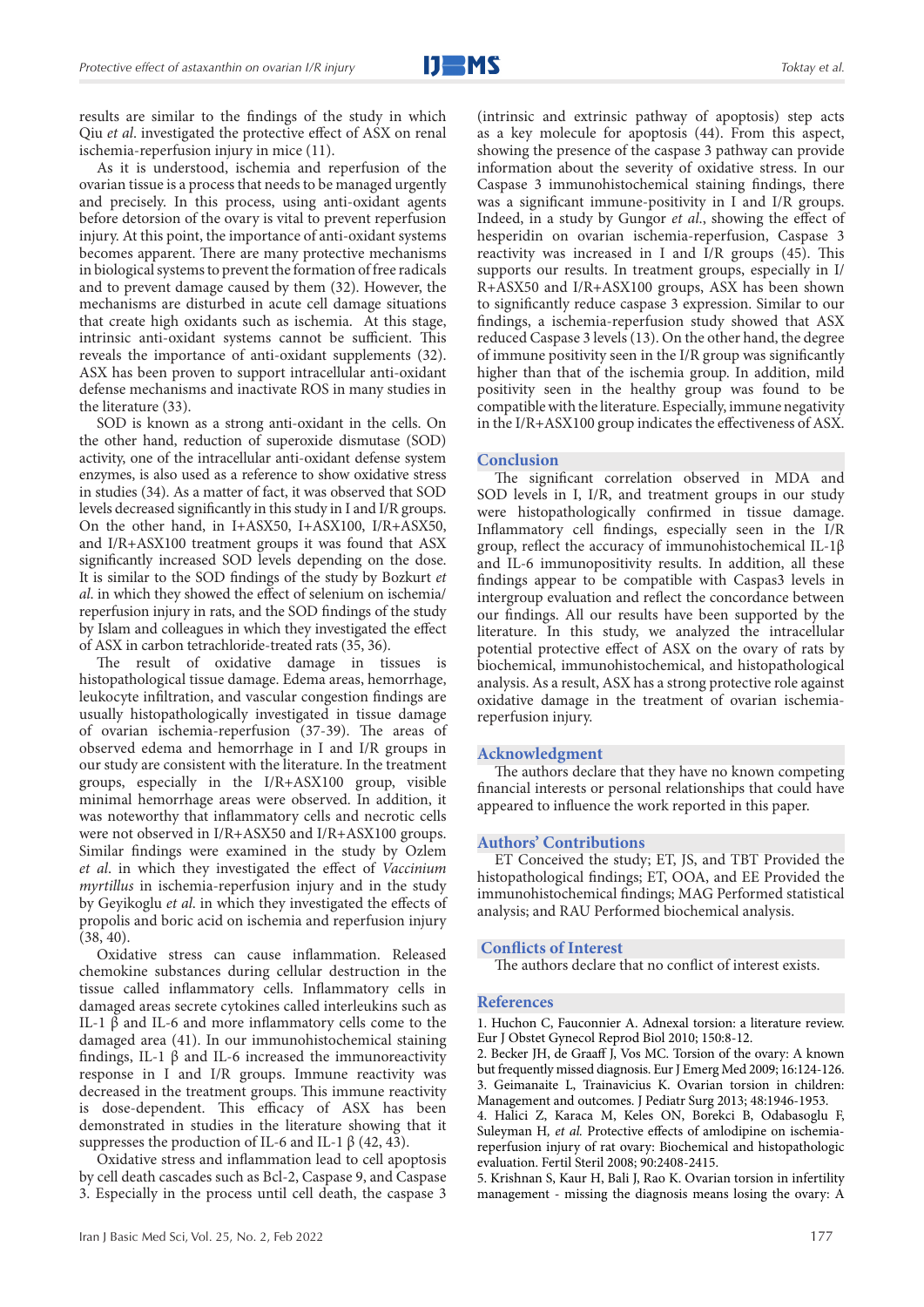results are similar to the findings of the study in which Qiu *et al*. investigated the protective effect of ASX on renal ischemia-reperfusion injury in mice (11).

As it is understood, ischemia and reperfusion of the ovarian tissue is a process that needs to be managed urgently and precisely. In this process, using anti-oxidant agents before detorsion of the ovary is vital to prevent reperfusion injury. At this point, the importance of anti-oxidant systems becomes apparent. There are many protective mechanisms in biological systems to prevent the formation of free radicals and to prevent damage caused by them (32). However, the mechanisms are disturbed in acute cell damage situations that create high oxidants such as ischemia. At this stage, intrinsic anti-oxidant systems cannot be sufficient. This reveals the importance of anti-oxidant supplements (32). ASX has been proven to support intracellular anti-oxidant defense mechanisms and inactivate ROS in many studies in the literature (33).

SOD is known as a strong anti-oxidant in the cells. On the other hand, reduction of superoxide dismutase (SOD) activity, one of the intracellular anti-oxidant defense system enzymes, is also used as a reference to show oxidative stress in studies (34). As a matter of fact, it was observed that SOD levels decreased significantly in this study in I and I/R groups. On the other hand, in I+ASX50, I+ASX100, I/R+ASX50, and I/R+ASX100 treatment groups it was found that ASX significantly increased SOD levels depending on the dose. It is similar to the SOD findings of the study by Bozkurt *et al.* in which they showed the effect of selenium on ischemia/reperfusion injury in rats, and the SOD findings of the study by Islam and colleagues in which they investigated the effect of ASX in carbon tetrachloride-treated rats (35, 36).

The result of oxidative damage in tissues is histopathological tissue damage. Edema areas, hemorrhage, leukocyte infiltration, and vascular congestion findings are usually histopathologically investigated in tissue damage of ovarian ischemia-reperfusion (37-39). The areas of observed edema and hemorrhage in I and I/R groups in our study are consistent with the literature. In the treatment groups, especially in the I/R+ASX100 group, visible minimal hemorrhage areas were observed. In addition, it was noteworthy that inflammatory cells and necrotic cells were not observed in I/R+ASX50 and I/R+ASX100 groups. Similar findings were examined in the study by Ozlem *et al*. in which they investigated the effect of *Vaccinium myrtillus* in ischemia-reperfusion injury and in the study by Geyikoglu *et al.* in which they investigated the effects of propolis and boric acid on ischemia and reperfusion injury (38, 40).

Oxidative stress can cause inflammation. Released chemokine substances during cellular destruction in the tissue called inflammatory cells. Inflammatory cells in damaged areas secrete cytokines called interleukins such as IL-1 β and IL-6 and more inflammatory cells come to the damaged area (41). In our immunohistochemical staining findings, IL-1 β and IL-6 increased the immunoreactivity response in I and I/R groups. Immune reactivity was decreased in the treatment groups. This immune reactivity is dose-dependent. This efficacy of ASX has been demonstrated in studies in the literature showing that it suppresses the production of IL-6 and IL-1 β (42, 43).

Oxidative stress and inflammation lead to cell apoptosis by cell death cascades such as Bcl-2, Caspase 9, and Caspase 3. Especially in the process until cell death, the caspase 3 (intrinsic and extrinsic pathway of apoptosis) step acts as a key molecule for apoptosis (44). From this aspect, showing the presence of the caspase 3 pathway can provide information about the severity of oxidative stress. In our Caspase 3 immunohistochemical staining findings, there was a significant immune-positivity in I and I/R groups. Indeed, in a study by Gungor *et al.*, showing the effect of hesperidin on ovarian ischemia-reperfusion, Caspase 3 reactivity was increased in I and I/R groups (45). This supports our results. In treatment groups, especially in I/R+ASX50 and I/R+ASX100 groups, ASX has been shown to significantly reduce caspase 3 expression. Similar to our findings, a ischemia-reperfusion study showed that ASX reduced Caspase 3 levels (13). On the other hand, the degree of immune positivity seen in the I/R group was significantly higher than that of the ischemia group. In addition, mild positivity seen in the healthy group was found to be compatible with the literature. Especially, immune negativity in the I/R+ASX100 group indicates the effectiveness of ASX.

## Conclusion

The significant correlation observed in MDA and SOD levels in I, I/R, and treatment groups in our study were histopathologically confirmed in tissue damage. Inflammatory cell findings, especially seen in the I/R group, reflect the accuracy of immunohistochemical IL-1β and IL-6 immunopositivity results. In addition, all these findings appear to be compatible with Caspas3 levels in intergroup evaluation and reflect the concordance between our findings. All our results have been supported by the literature. In this study, we analyzed the intracellular potential protective effect of ASX on the ovary of rats by biochemical, immunohistochemical, and histopathological analysis. As a result, ASX has a strong protective role against oxidative damage in the treatment of ovarian ischemia-reperfusion injury.

## Acknowledgment

The authors declare that they have no known competing financial interests or personal relationships that could have appeared to influence the work reported in this paper.

## Authors' Contributions

ET Conceived the study; ET, JS, and TBT Provided the histopathological findings; ET, OOA, and EE Provided the immunohistochemical findings; MAG Performed statistical analysis; and RAU Performed biochemical analysis.

## Conflicts of Interest

The authors declare that no conflict of interest exists.

## References

1. Huchon C, Fauconnier A. Adnexal torsion: a literature review. Eur J Obstet Gynecol Reprod Biol 2010; 150:8-12.
2. Becker JH, de Graaff J, Vos MC. Torsion of the ovary: A known but frequently missed diagnosis. Eur J Emerg Med 2009; 16:124-126.
3. Geimanaite L, Trainavicius K. Ovarian torsion in children: Management and outcomes. J Pediatr Surg 2013; 48:1946-1953.
4. Halici Z, Karaca M, Keles ON, Borekci B, Odabasoglu F, Suleyman H, *et al.* Protective effects of amlodipine on ischemia-reperfusion injury of rat ovary: Biochemical and histopathologic evaluation. Fertil Steril 2008; 90:2408-2415.
5. Krishnan S, Kaur H, Bali J, Rao K. Ovarian torsion in infertility management - missing the diagnosis means losing the ovary: A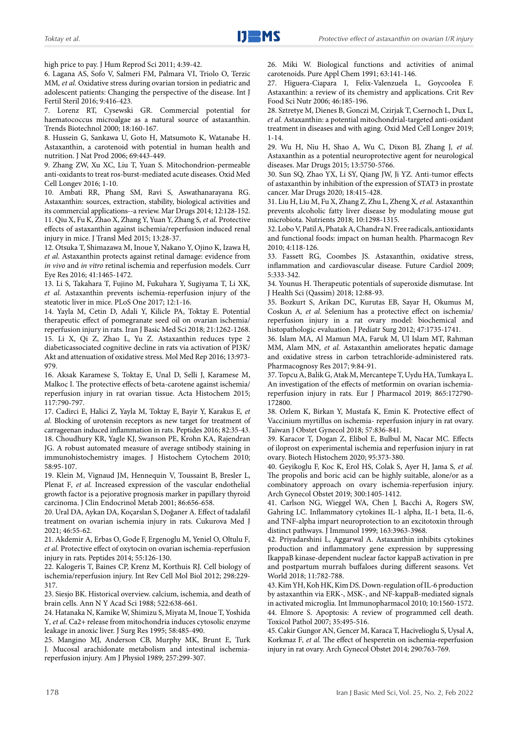high price to pay. J Hum Reprod Sci 2011; 4:39-42.

6. Lagana AS, Sofo V, Salmeri FM, Palmara VI, Triolo O, Terzic MM, *et al.* Oxidative stress during ovarian torsion in pediatric and adolescent patients: Changing the perspective of the disease. Int J Fertil Steril 2016; 9:416-423.

7. Lorenz RT, Cysewski GR. Commercial potential for haematococcus microalgae as a natural source of astaxanthin. Trends Biotechnol 2000; 18:160-167.

8. Hussein G, Sankawa U, Goto H, Matsumoto K, Watanabe H. Astaxanthin, a carotenoid with potential in human health and nutrition. J Nat Prod 2006; 69:443-449.

9. Zhang ZW, Xu XC, Liu T, Yuan S. Mitochondrion-permeable anti-oxidants to treat ros-burst-mediated acute diseases. Oxid Med Cell Longev 2016; 1-10.

10. Ambati RR, Phang SM, Ravi S, Aswathanarayana RG. Astaxanthin: sources, extraction, stability, biological activities and its commercial applications--a review. Mar Drugs 2014; 12:128-152.

11. Qiu X, Fu K, Zhao X, Zhang Y, Yuan Y, Zhang S, *et al.* Protective effects of astaxanthin against ischemia/reperfusion induced renal injury in mice. J Transl Med 2015; 13:28-37.

12. Otsuka T, Shimazawa M, Inoue Y, Nakano Y, Ojino K, Izawa H, *et al.* Astaxanthin protects against retinal damage: evidence from *in vivo* and *in vitro* retinal ischemia and reperfusion models. Curr Eye Res 2016; 41:1465-1472.

13. Li S, Takahara T, Fujino M, Fukuhara Y, Sugiyama T, Li XK, *et al.* Astaxanthin prevents ischemia-reperfusion injury of the steatotic liver in mice. PLoS One 2017; 12:1-16.

14. Yayla M, Cetin D, Adali Y, Kilicle PA, Toktay E. Potential therapeutic effect of pomegranate seed oil on ovarian ischemia/reperfusion injury in rats. Iran J Basic Med Sci 2018; 21:1262-1268.

15. Li X, Qi Z, Zhao L, Yu Z. Astaxanthin reduces type 2 diabeticassociated cognitive decline in rats via activation of PI3K/Akt and attenuation of oxidative stress. Mol Med Rep 2016; 13:973-979.

16. Aksak Karamese S, Toktay E, Unal D, Selli J, Karamese M, Malkoc I. The protective effects of beta-carotene against ischemia/reperfusion injury in rat ovarian tissue. Acta Histochem 2015; 117:790-797.

17. Cadirci E, Halici Z, Yayla M, Toktay E, Bayir Y, Karakus E, *et al.* Blocking of urotensin receptors as new target for treatment of carrageenan induced inflammation in rats. Peptides 2016; 82:35-43.

18. Choudhury KR, Yagle KJ, Swanson PE, Krohn KA, Rajendran JG. A robust automated measure of average sntibody staining in immunohistochemistry images. J Histochem Cytochem 2010; 58:95-107.

19. Klein M, Vignaud JM, Hennequin V, Toussaint B, Bresler L, Plenat F, *et al.* Increased expression of the vascular endothelial growth factor is a pejorative prognosis marker in papillary thyroid carcinoma. J Clin Endocrinol Metab 2001; 86:656-658.

20. Ural DA, Aykan DA, Koçarslan S, Doğaner A. Effect of tadalafil treatment on ovarian ischemia injury in rats. Cukurova Med J 2021; 46:55-62.

21. Akdemir A, Erbas O, Gode F, Ergenoglu M, Yeniel O, Oltulu F, *et al.* Protective effect of oxytocin on ovarian ischemia-reperfusion injury in rats. Peptides 2014; 55:126-130.

22. Kalogeris T, Baines CP, Krenz M, Korthuis RJ. Cell biology of ischemia/reperfusion injury. Int Rev Cell Mol Biol 2012; 298:229-317.

23. Siesjo BK. Historical overview. calcium, ischemia, and death of brain cells. Ann N Y Acad Sci 1988; 522:638-661.

24. Hatanaka N, Kamike W, Shimizu S, Miyata M, Inoue T, Yoshida Y, *et al.* Ca2+ release from mitochondria induces cytosolic enzyme leakage in anoxic liver. J Surg Res 1995; 58:485-490.

25. Mangino MJ, Anderson CB, Murphy MK, Brunt E, Turk J. Mucosal arachidonate metabolism and intestinal ischemia-reperfusion injury. Am J Physiol 1989; 257:299-307.

26. Miki W. Biological functions and activities of animal carotenoids. Pure Appl Chem 1991; 63:141-146.

27. Higuera-Ciapara I, Felix-Valenzuela L, Goycoolea F. Astaxanthin: a review of its chemistry and applications. Crit Rev Food Sci Nutr 2006; 46:185-196.

28. Sztretye M, Dienes B, Gonczi M, Czirjak T, Csernoch L, Dux L, *et al.* Astaxanthin: a potential mitochondrial-targeted anti-oxidant treatment in diseases and with aging. Oxid Med Cell Longev 2019; 1-14.

29. Wu H, Niu H, Shao A, Wu C, Dixon BJ, Zhang J, *et al.* Astaxanthin as a potential neuroprotective agent for neurological diseases. Mar Drugs 2015; 13:5750-5766.

30. Sun SQ, Zhao YX, Li SY, Qiang JW, Ji YZ. Anti-tumor effects of astaxanthin by inhibition of the expression of STAT3 in prostate cancer. Mar Drugs 2020; 18:415-428.

31. Liu H, Liu M, Fu X, Zhang Z, Zhu L, Zheng X, *et al.* Astaxanthin prevents alcoholic fatty liver disease by modulating mouse gut microbiota. Nutrients 2018; 10:1298-1315.

32. Lobo V, Patil A, Phatak A, Chandra N. Free radicals, antioxidants and functional foods: impact on human health. Pharmacogn Rev 2010; 4:118-126.

33. Fassett RG, Coombes JS. Astaxanthin, oxidative stress, inflammation and cardiovascular disease. Future Cardiol 2009; 5:333-342.

34. Younus H. Therapeutic potentials of superoxide dismutase. Int J Health Sci (Qassim) 2018; 12:88-93.

35. Bozkurt S, Arikan DC, Kurutas EB, Sayar H, Okumus M, Coskun A, *et al.* Selenium has a protective effect on ischemia/reperfusion injury in a rat ovary model: biochemical and histopathologic evaluation. J Pediatr Surg 2012; 47:1735-1741.

36. Islam MA, Al Mamun MA, Faruk M, Ul Islam MT, Rahman MM, Alam MN, *et al.* Astaxanthin ameliorates hepatic damage and oxidative stress in carbon tetrachloride-administered rats. Pharmacognosy Res 2017; 9:84-91.

37. Topcu A, Balik G, Atak M, Mercantepe T, Uydu HA, Tumkaya L. An investigation of the effects of metformin on ovarian ischemia-reperfusion injury in rats. Eur J Pharmacol 2019; 865:172790-172800.

38. Ozlem K, Birkan Y, Mustafa K, Emin K. Protective effect of Vaccinium myrtillus on ischemia- reperfusion injury in rat ovary. Taiwan J Obstet Gynecol 2018; 57:836-841.

39. Karacor T, Dogan Z, Elibol E, Bulbul M, Nacar MC. Effects of iloprost on experimental ischemia and reperfusion injury in rat ovary. Biotech Histochem 2020; 95:373-380.

40. Geyikoglu F, Koc K, Erol HS, Colak S, Ayer H, Jama S, *et al.* The propolis and boric acid can be highly suitable, alone/or as a combinatory approach on ovary ischemia-reperfusion injury. Arch Gynecol Obstet 2019; 300:1405-1412.

41. Carlson NG, Wieggel WA, Chen J, Bacchi A, Rogers SW, Gahring LC. Inflammatory cytokines IL-1 alpha, IL-1 beta, IL-6, and TNF-alpha impart neuroprotection to an excitotoxin through distinct pathways. J Immunol 1999; 163:3963-3968.

42. Priyadarshini L, Aggarwal A. Astaxanthin inhibits cytokines production and inflammatory gene expression by suppressing IkappaB kinase-dependent nuclear factor kappaB activation in pre and postpartum murrah buffaloes during different seasons. Vet World 2018; 11:782-788.

43. Kim YH, Koh HK, Kim DS. Down-regulation of IL-6 production by astaxanthin via ERK-, MSK-, and NF-kappaB-mediated signals in activated microglia. Int Immunopharmacol 2010; 10:1560-1572.

44. Elmore S. Apoptosis: A review of programmed cell death. Toxicol Pathol 2007; 35:495-516.

45. Cakir Gungor AN, Gencer M, Karaca T, Hacivelioglu S, Uysal A, Korkmaz F, *et al.* The effect of hesperetin on ischemia-reperfusion injury in rat ovary. Arch Gynecol Obstet 2014; 290:763-769.